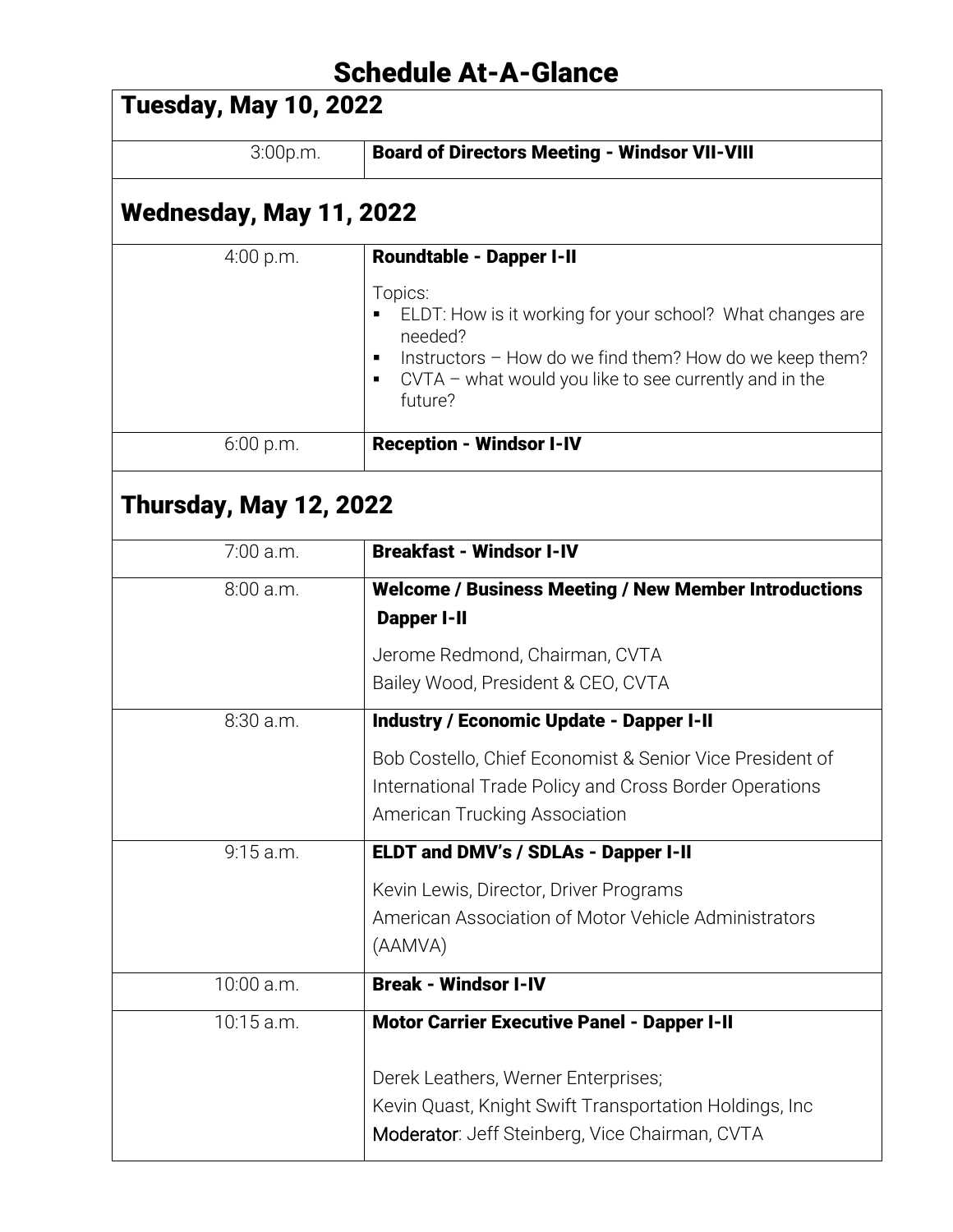# Schedule At-A-Glance

## Tuesday, May 10, 2022

| | |
|---|---|
| 3:00p.m. | **Board of Directors Meeting - Windsor VII-VIII** |

## Wednesday, May 11, 2022

| | |
|---|---|
| 4:00 p.m. | **Roundtable - Dapper I-II**<br><br>Topics:<br>▪ ELDT: How is it working for your school? What changes are needed?<br>▪ Instructors – How do we find them? How do we keep them?<br>▪ CVTA – what would you like to see currently and in the future? |
| 6:00 p.m. | **Reception - Windsor I-IV** |

## Thursday, May 12, 2022

| | |
|---|---|
| 7:00 a.m. | **Breakfast - Windsor I-IV** |
| 8:00 a.m. | **Welcome / Business Meeting / New Member Introductions Dapper I-II**<br><br>Jerome Redmond, Chairman, CVTA<br>Bailey Wood, President & CEO, CVTA |
| 8:30 a.m. | **Industry / Economic Update - Dapper I-II**<br><br>Bob Costello, Chief Economist & Senior Vice President of International Trade Policy and Cross Border Operations American Trucking Association |
| 9:15 a.m. | **ELDT and DMV's / SDLAs - Dapper I-II**<br><br>Kevin Lewis, Director, Driver Programs<br>American Association of Motor Vehicle Administrators (AAMVA) |
| 10:00 a.m. | **Break - Windsor I-IV** |
| 10:15 a.m. | **Motor Carrier Executive Panel - Dapper I-II**<br><br>Derek Leathers, Werner Enterprises;<br>Kevin Quast, Knight Swift Transportation Holdings, Inc<br>Moderator: Jeff Steinberg, Vice Chairman, CVTA |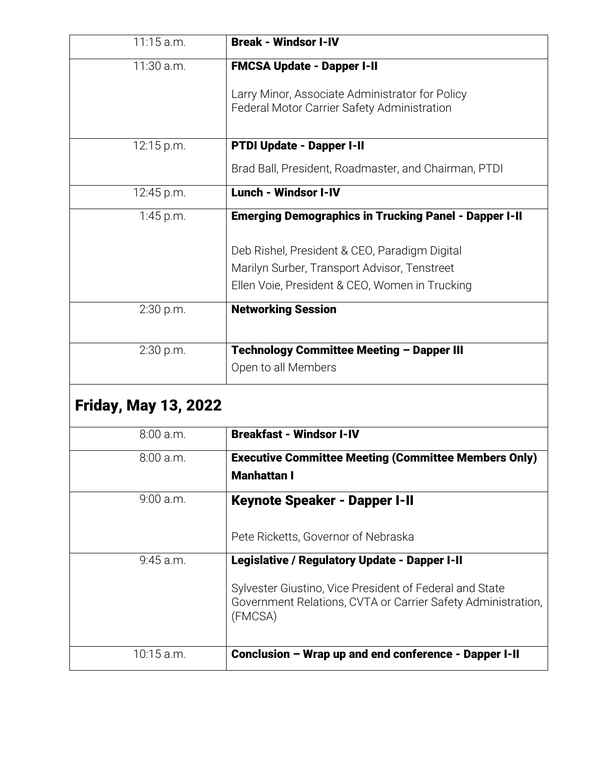| | |
|---|---|
| 11:15 a.m. | **Break - Windsor I-IV** |
| 11:30 a.m. | **FMCSA Update - Dapper I-II**<br><br>Larry Minor, Associate Administrator for Policy<br>Federal Motor Carrier Safety Administration |
| 12:15 p.m. | **PTDI Update - Dapper I-II**<br><br>Brad Ball, President, Roadmaster, and Chairman, PTDI |
| 12:45 p.m. | **Lunch - Windsor I-IV** |
| 1:45 p.m. | **Emerging Demographics in Trucking Panel - Dapper I-II**<br><br>Deb Rishel, President & CEO, Paradigm Digital<br>Marilyn Surber, Transport Advisor, Tenstreet<br>Ellen Voie, President & CEO, Women in Trucking |
| 2:30 p.m. | **Networking Session** |
| 2:30 p.m. | **Technology Committee Meeting – Dapper III**<br>Open to all Members |

## Friday, May 13, 2022

| | |
|---|---|
| 8:00 a.m. | **Breakfast - Windsor I-IV** |
| 8:00 a.m. | **Executive Committee Meeting (Committee Members Only)**<br>**Manhattan I** |
| 9:00 a.m. | **Keynote Speaker - Dapper I-II**<br><br>Pete Ricketts, Governor of Nebraska |
| 9:45 a.m. | **Legislative / Regulatory Update - Dapper I-II**<br><br>Sylvester Giustino, Vice President of Federal and State Government Relations, CVTA or Carrier Safety Administration, (FMCSA) |
| 10:15 a.m. | **Conclusion – Wrap up and end conference - Dapper I-II** |